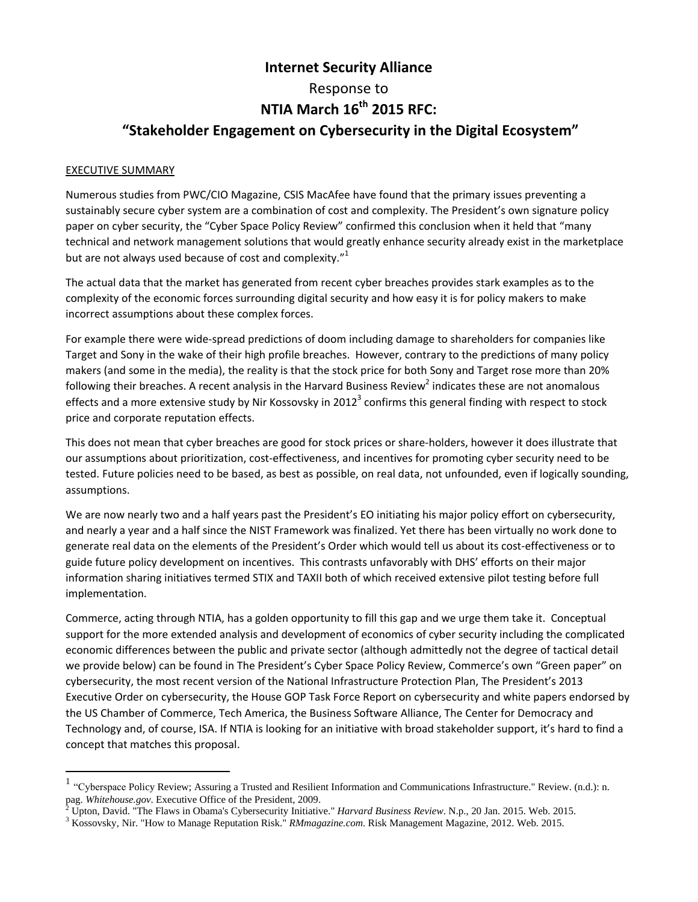# Internet Security Alliance

## Response to

## NTIA March 16th 2015 RFC:

## "Stakeholder Engagement on Cybersecurity in the Digital Ecosystem"

EXECUTIVE SUMMARY

Numerous studies from PWC/CIO Magazine, CSIS MacAfee have found that the primary issues preventing a sustainably secure cyber system are a combination of cost and complexity. The President's own signature policy paper on cyber security, the "Cyber Space Policy Review" confirmed this conclusion when it held that "many technical and network management solutions that would greatly enhance security already exist in the marketplace but are not always used because of cost and complexity."[1]

The actual data that the market has generated from recent cyber breaches provides stark examples as to the complexity of the economic forces surrounding digital security and how easy it is for policy makers to make incorrect assumptions about these complex forces.

For example there were wide-spread predictions of doom including damage to shareholders for companies like Target and Sony in the wake of their high profile breaches. However, contrary to the predictions of many policy makers (and some in the media), the reality is that the stock price for both Sony and Target rose more than 20% following their breaches. A recent analysis in the Harvard Business Review[2] indicates these are not anomalous effects and a more extensive study by Nir Kossovsky in 2012[3] confirms this general finding with respect to stock price and corporate reputation effects.

This does not mean that cyber breaches are good for stock prices or share-holders, however it does illustrate that our assumptions about prioritization, cost-effectiveness, and incentives for promoting cyber security need to be tested. Future policies need to be based, as best as possible, on real data, not unfounded, even if logically sounding, assumptions.

We are now nearly two and a half years past the President's EO initiating his major policy effort on cybersecurity, and nearly a year and a half since the NIST Framework was finalized. Yet there has been virtually no work done to generate real data on the elements of the President's Order which would tell us about its cost-effectiveness or to guide future policy development on incentives. This contrasts unfavorably with DHS' efforts on their major information sharing initiatives termed STIX and TAXII both of which received extensive pilot testing before full implementation.

Commerce, acting through NTIA, has a golden opportunity to fill this gap and we urge them take it. Conceptual support for the more extended analysis and development of economics of cyber security including the complicated economic differences between the public and private sector (although admittedly not the degree of tactical detail we provide below) can be found in The President's Cyber Space Policy Review, Commerce's own "Green paper" on cybersecurity, the most recent version of the National Infrastructure Protection Plan, The President's 2013 Executive Order on cybersecurity, the House GOP Task Force Report on cybersecurity and white papers endorsed by the US Chamber of Commerce, Tech America, the Business Software Alliance, The Center for Democracy and Technology and, of course, ISA. If NTIA is looking for an initiative with broad stakeholder support, it's hard to find a concept that matches this proposal.

---

[1] "Cyberspace Policy Review; Assuring a Trusted and Resilient Information and Communications Infrastructure." Review. (n.d.): n. pag. *Whitehouse.gov*. Executive Office of the President, 2009.

[2] Upton, David. "The Flaws in Obama's Cybersecurity Initiative." *Harvard Business Review*. N.p., 20 Jan. 2015. Web. 2015.

[3] Kossovsky, Nir. "How to Manage Reputation Risk." *RMmagazine.com*. Risk Management Magazine, 2012. Web. 2015.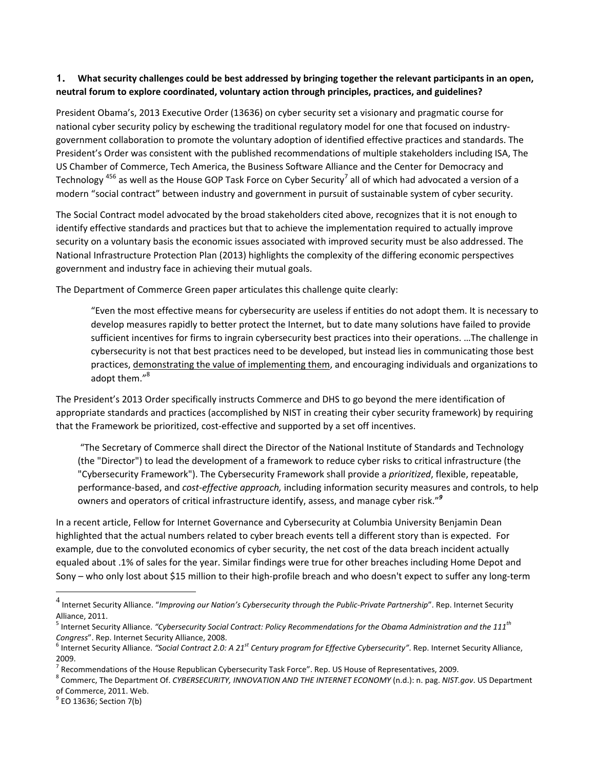**1. What security challenges could be best addressed by bringing together the relevant participants in an open, neutral forum to explore coordinated, voluntary action through principles, practices, and guidelines?**

President Obama's, 2013 Executive Order (13636) on cyber security set a visionary and pragmatic course for national cyber security policy by eschewing the traditional regulatory model for one that focused on industry-government collaboration to promote the voluntary adoption of identified effective practices and standards. The President's Order was consistent with the published recommendations of multiple stakeholders including ISA, The US Chamber of Commerce, Tech America, the Business Software Alliance and the Center for Democracy and Technology [456] as well as the House GOP Task Force on Cyber Security[7] all of which had advocated a version of a modern "social contract" between industry and government in pursuit of sustainable system of cyber security.

The Social Contract model advocated by the broad stakeholders cited above, recognizes that it is not enough to identify effective standards and practices but that to achieve the implementation required to actually improve security on a voluntary basis the economic issues associated with improved security must be also addressed. The National Infrastructure Protection Plan (2013) highlights the complexity of the differing economic perspectives government and industry face in achieving their mutual goals.

The Department of Commerce Green paper articulates this challenge quite clearly:

> "Even the most effective means for cybersecurity are useless if entities do not adopt them. It is necessary to develop measures rapidly to better protect the Internet, but to date many solutions have failed to provide sufficient incentives for firms to ingrain cybersecurity best practices into their operations. …The challenge in cybersecurity is not that best practices need to be developed, but instead lies in communicating those best practices, <u>demonstrating the value of implementing them</u>, and encouraging individuals and organizations to adopt them."[8]

The President's 2013 Order specifically instructs Commerce and DHS to go beyond the mere identification of appropriate standards and practices (accomplished by NIST in creating their cyber security framework) by requiring that the Framework be prioritized, cost-effective and supported by a set off incentives.

> "The Secretary of Commerce shall direct the Director of the National Institute of Standards and Technology (the "Director") to lead the development of a framework to reduce cyber risks to critical infrastructure (the "Cybersecurity Framework"). The Cybersecurity Framework shall provide a *prioritized*, flexible, repeatable, performance-based, and *cost-effective approach,* including information security measures and controls, to help owners and operators of critical infrastructure identify, assess, and manage cyber risk."[9]

In a recent article, Fellow for Internet Governance and Cybersecurity at Columbia University Benjamin Dean highlighted that the actual numbers related to cyber breach events tell a different story than is expected. For example, due to the convoluted economics of cyber security, the net cost of the data breach incident actually equaled about .1% of sales for the year. Similar findings were true for other breaches including Home Depot and Sony – who only lost about $15 million to their high-profile breach and who doesn't expect to suffer any long-term

---

[4] Internet Security Alliance. "*Improving our Nation's Cybersecurity through the Public-Private Partnership*". Rep. Internet Security Alliance, 2011.

[5] Internet Security Alliance. *"Cybersecurity Social Contract: Policy Recommendations for the Obama Administration and the 111th Congress*". Rep. Internet Security Alliance, 2008.

[6] Internet Security Alliance. *"Social Contract 2.0: A 21st Century program for Effective Cybersecurity"*. Rep. Internet Security Alliance, 2009.

[7] Recommendations of the House Republican Cybersecurity Task Force". Rep. US House of Representatives, 2009.

[8] Commerc, The Department Of. *CYBERSECURITY, INNOVATION AND THE INTERNET ECONOMY* (n.d.): n. pag. *NIST.gov*. US Department of Commerce, 2011. Web.

[9] EO 13636; Section 7(b)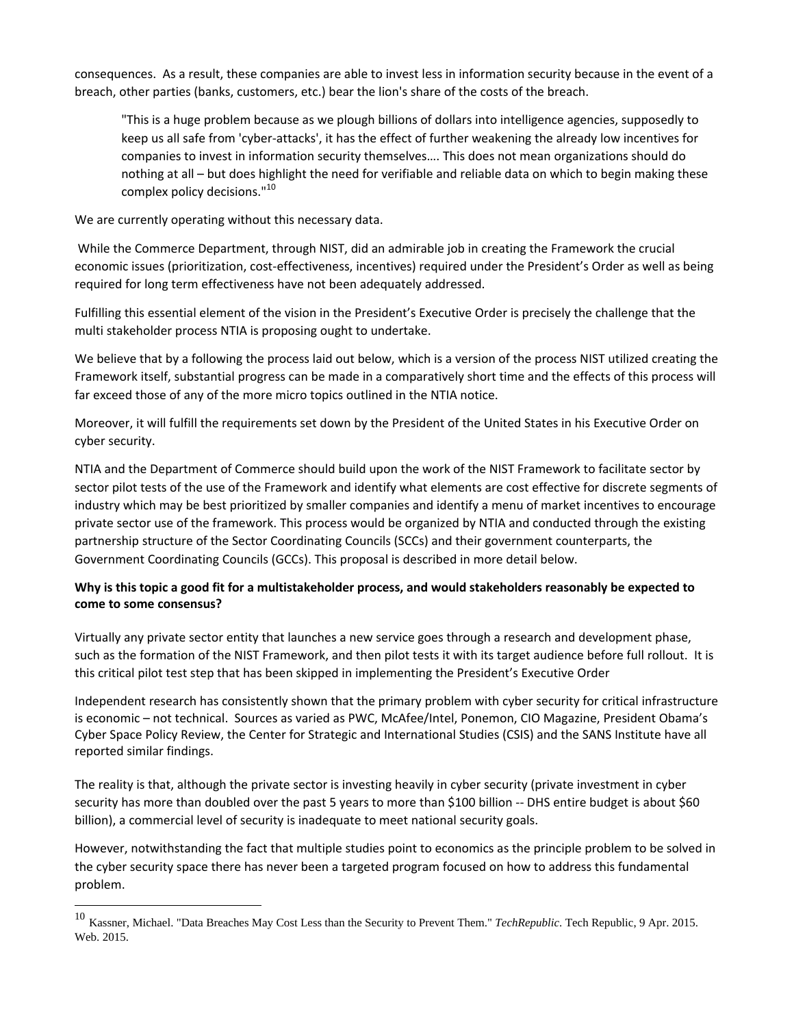consequences. As a result, these companies are able to invest less in information security because in the event of a breach, other parties (banks, customers, etc.) bear the lion's share of the costs of the breach.

> "This is a huge problem because as we plough billions of dollars into intelligence agencies, supposedly to keep us all safe from 'cyber-attacks', it has the effect of further weakening the already low incentives for companies to invest in information security themselves…. This does not mean organizations should do nothing at all – but does highlight the need for verifiable and reliable data on which to begin making these complex policy decisions."[10]

We are currently operating without this necessary data.

While the Commerce Department, through NIST, did an admirable job in creating the Framework the crucial economic issues (prioritization, cost-effectiveness, incentives) required under the President's Order as well as being required for long term effectiveness have not been adequately addressed.

Fulfilling this essential element of the vision in the President's Executive Order is precisely the challenge that the multi stakeholder process NTIA is proposing ought to undertake.

We believe that by a following the process laid out below, which is a version of the process NIST utilized creating the Framework itself, substantial progress can be made in a comparatively short time and the effects of this process will far exceed those of any of the more micro topics outlined in the NTIA notice.

Moreover, it will fulfill the requirements set down by the President of the United States in his Executive Order on cyber security.

NTIA and the Department of Commerce should build upon the work of the NIST Framework to facilitate sector by sector pilot tests of the use of the Framework and identify what elements are cost effective for discrete segments of industry which may be best prioritized by smaller companies and identify a menu of market incentives to encourage private sector use of the framework. This process would be organized by NTIA and conducted through the existing partnership structure of the Sector Coordinating Councils (SCCs) and their government counterparts, the Government Coordinating Councils (GCCs). This proposal is described in more detail below.

**Why is this topic a good fit for a multistakeholder process, and would stakeholders reasonably be expected to come to some consensus?**

Virtually any private sector entity that launches a new service goes through a research and development phase, such as the formation of the NIST Framework, and then pilot tests it with its target audience before full rollout. It is this critical pilot test step that has been skipped in implementing the President's Executive Order

Independent research has consistently shown that the primary problem with cyber security for critical infrastructure is economic – not technical. Sources as varied as PWC, McAfee/Intel, Ponemon, CIO Magazine, President Obama's Cyber Space Policy Review, the Center for Strategic and International Studies (CSIS) and the SANS Institute have all reported similar findings.

The reality is that, although the private sector is investing heavily in cyber security (private investment in cyber security has more than doubled over the past 5 years to more than $100 billion -- DHS entire budget is about $60 billion), a commercial level of security is inadequate to meet national security goals.

However, notwithstanding the fact that multiple studies point to economics as the principle problem to be solved in the cyber security space there has never been a targeted program focused on how to address this fundamental problem.

---

[10] Kassner, Michael. "Data Breaches May Cost Less than the Security to Prevent Them." *TechRepublic*. Tech Republic, 9 Apr. 2015. Web. 2015.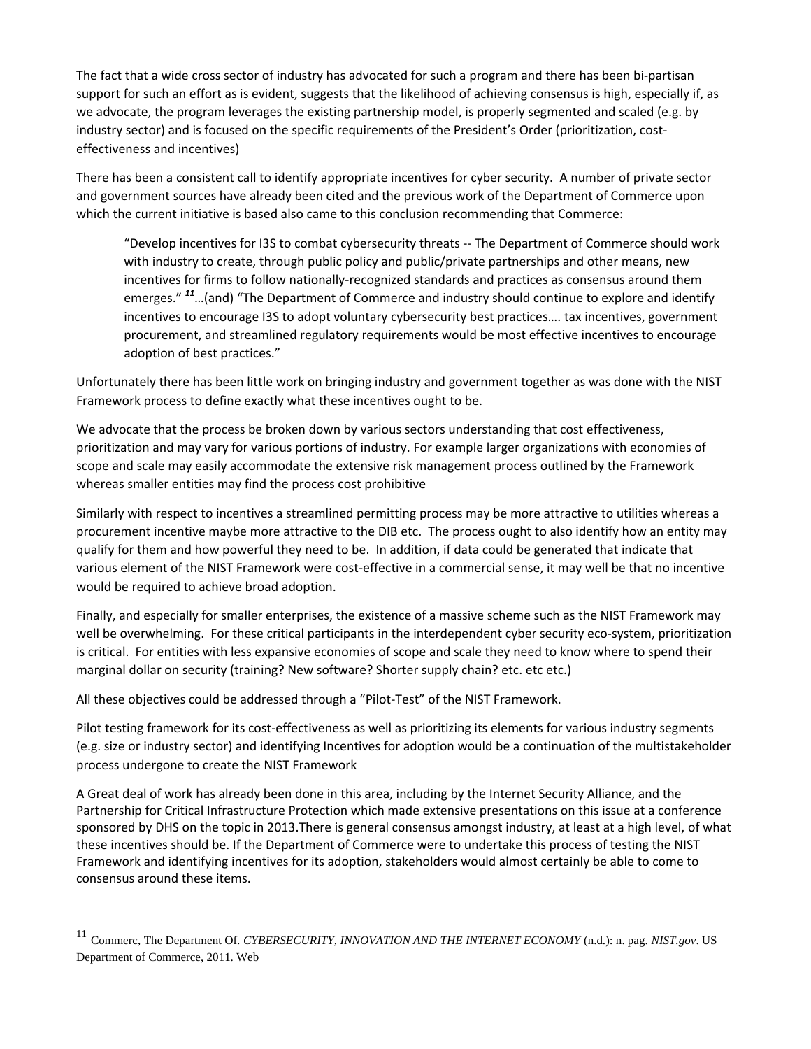The fact that a wide cross sector of industry has advocated for such a program and there has been bi-partisan support for such an effort as is evident, suggests that the likelihood of achieving consensus is high, especially if, as we advocate, the program leverages the existing partnership model, is properly segmented and scaled (e.g. by industry sector) and is focused on the specific requirements of the President's Order (prioritization, cost-effectiveness and incentives)

There has been a consistent call to identify appropriate incentives for cyber security. A number of private sector and government sources have already been cited and the previous work of the Department of Commerce upon which the current initiative is based also came to this conclusion recommending that Commerce:

> "Develop incentives for I3S to combat cybersecurity threats -- The Department of Commerce should work with industry to create, through public policy and public/private partnerships and other means, new incentives for firms to follow nationally-recognized standards and practices as consensus around them emerges." [11]…(and) "The Department of Commerce and industry should continue to explore and identify incentives to encourage I3S to adopt voluntary cybersecurity best practices…. tax incentives, government procurement, and streamlined regulatory requirements would be most effective incentives to encourage adoption of best practices."

Unfortunately there has been little work on bringing industry and government together as was done with the NIST Framework process to define exactly what these incentives ought to be.

We advocate that the process be broken down by various sectors understanding that cost effectiveness, prioritization and may vary for various portions of industry. For example larger organizations with economies of scope and scale may easily accommodate the extensive risk management process outlined by the Framework whereas smaller entities may find the process cost prohibitive

Similarly with respect to incentives a streamlined permitting process may be more attractive to utilities whereas a procurement incentive maybe more attractive to the DIB etc. The process ought to also identify how an entity may qualify for them and how powerful they need to be. In addition, if data could be generated that indicate that various element of the NIST Framework were cost-effective in a commercial sense, it may well be that no incentive would be required to achieve broad adoption.

Finally, and especially for smaller enterprises, the existence of a massive scheme such as the NIST Framework may well be overwhelming. For these critical participants in the interdependent cyber security eco-system, prioritization is critical. For entities with less expansive economies of scope and scale they need to know where to spend their marginal dollar on security (training? New software? Shorter supply chain? etc. etc etc.)

All these objectives could be addressed through a "Pilot-Test" of the NIST Framework.

Pilot testing framework for its cost-effectiveness as well as prioritizing its elements for various industry segments (e.g. size or industry sector) and identifying Incentives for adoption would be a continuation of the multistakeholder process undergone to create the NIST Framework

A Great deal of work has already been done in this area, including by the Internet Security Alliance, and the Partnership for Critical Infrastructure Protection which made extensive presentations on this issue at a conference sponsored by DHS on the topic in 2013.There is general consensus amongst industry, at least at a high level, of what these incentives should be. If the Department of Commerce were to undertake this process of testing the NIST Framework and identifying incentives for its adoption, stakeholders would almost certainly be able to come to consensus around these items.

---

[11] Commerc, The Department Of. *CYBERSECURITY, INNOVATION AND THE INTERNET ECONOMY* (n.d.): n. pag. *NIST.gov*. US Department of Commerce, 2011. Web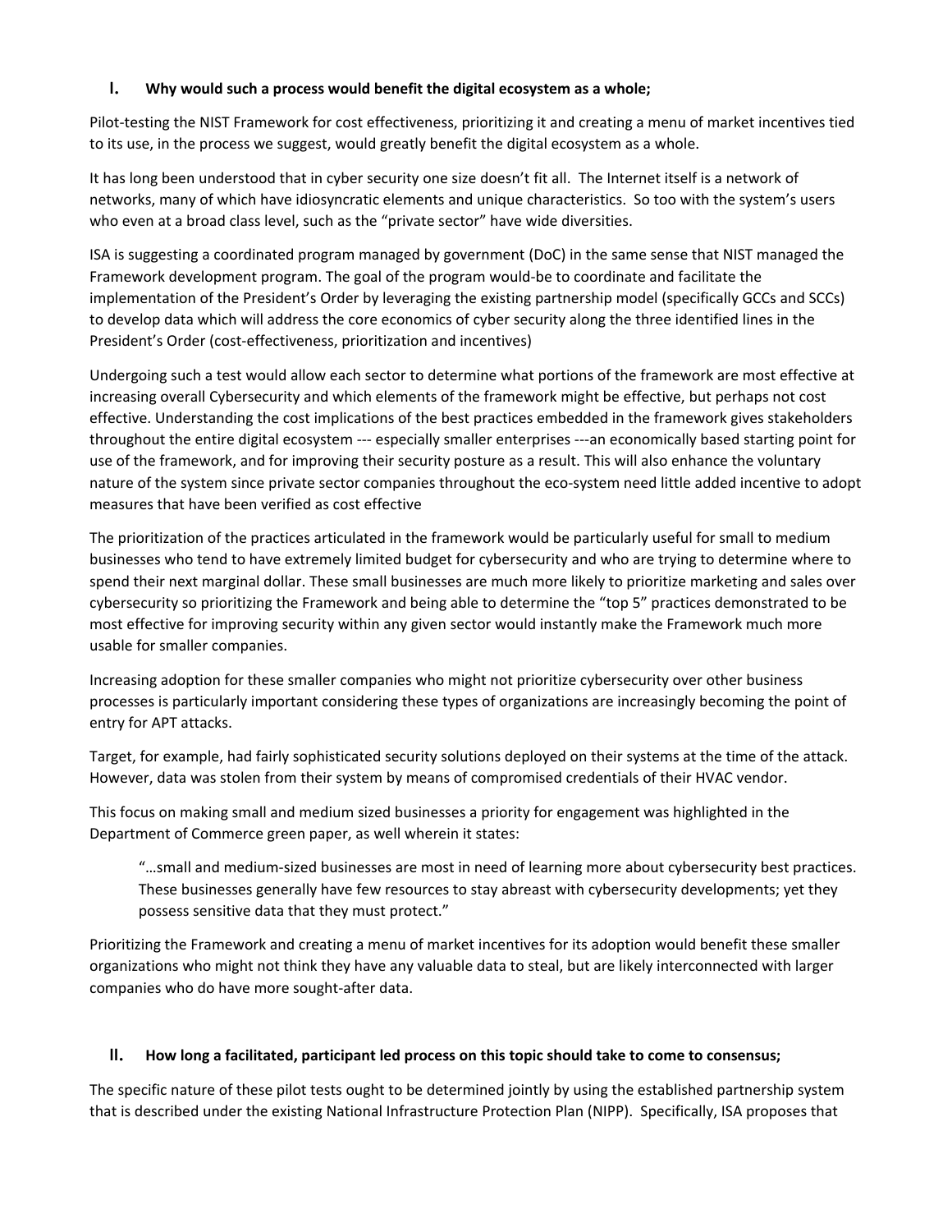## I. Why would such a process would benefit the digital ecosystem as a whole;

Pilot-testing the NIST Framework for cost effectiveness, prioritizing it and creating a menu of market incentives tied to its use, in the process we suggest, would greatly benefit the digital ecosystem as a whole.

It has long been understood that in cyber security one size doesn't fit all. The Internet itself is a network of networks, many of which have idiosyncratic elements and unique characteristics. So too with the system's users who even at a broad class level, such as the "private sector" have wide diversities.

ISA is suggesting a coordinated program managed by government (DoC) in the same sense that NIST managed the Framework development program. The goal of the program would-be to coordinate and facilitate the implementation of the President's Order by leveraging the existing partnership model (specifically GCCs and SCCs) to develop data which will address the core economics of cyber security along the three identified lines in the President's Order (cost-effectiveness, prioritization and incentives)

Undergoing such a test would allow each sector to determine what portions of the framework are most effective at increasing overall Cybersecurity and which elements of the framework might be effective, but perhaps not cost effective. Understanding the cost implications of the best practices embedded in the framework gives stakeholders throughout the entire digital ecosystem --- especially smaller enterprises ---an economically based starting point for use of the framework, and for improving their security posture as a result. This will also enhance the voluntary nature of the system since private sector companies throughout the eco-system need little added incentive to adopt measures that have been verified as cost effective

The prioritization of the practices articulated in the framework would be particularly useful for small to medium businesses who tend to have extremely limited budget for cybersecurity and who are trying to determine where to spend their next marginal dollar. These small businesses are much more likely to prioritize marketing and sales over cybersecurity so prioritizing the Framework and being able to determine the "top 5" practices demonstrated to be most effective for improving security within any given sector would instantly make the Framework much more usable for smaller companies.

Increasing adoption for these smaller companies who might not prioritize cybersecurity over other business processes is particularly important considering these types of organizations are increasingly becoming the point of entry for APT attacks.

Target, for example, had fairly sophisticated security solutions deployed on their systems at the time of the attack. However, data was stolen from their system by means of compromised credentials of their HVAC vendor.

This focus on making small and medium sized businesses a priority for engagement was highlighted in the Department of Commerce green paper, as well wherein it states:

> "…small and medium-sized businesses are most in need of learning more about cybersecurity best practices. These businesses generally have few resources to stay abreast with cybersecurity developments; yet they possess sensitive data that they must protect."

Prioritizing the Framework and creating a menu of market incentives for its adoption would benefit these smaller organizations who might not think they have any valuable data to steal, but are likely interconnected with larger companies who do have more sought-after data.

## II. How long a facilitated, participant led process on this topic should take to come to consensus;

The specific nature of these pilot tests ought to be determined jointly by using the established partnership system that is described under the existing National Infrastructure Protection Plan (NIPP). Specifically, ISA proposes that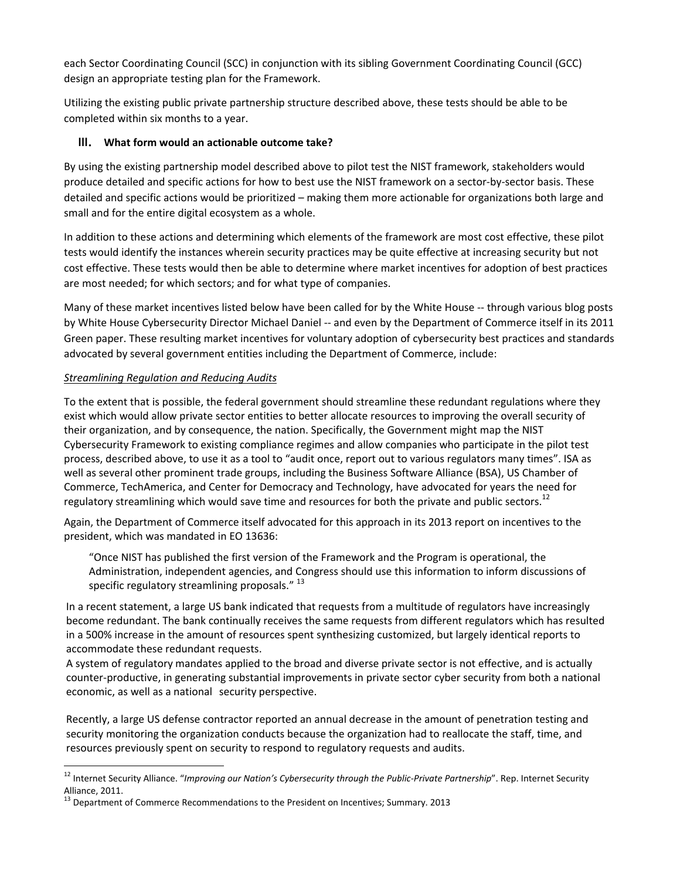each Sector Coordinating Council (SCC) in conjunction with its sibling Government Coordinating Council (GCC) design an appropriate testing plan for the Framework.

Utilizing the existing public private partnership structure described above, these tests should be able to be completed within six months to a year.

## III. What form would an actionable outcome take?

By using the existing partnership model described above to pilot test the NIST framework, stakeholders would produce detailed and specific actions for how to best use the NIST framework on a sector-by-sector basis. These detailed and specific actions would be prioritized – making them more actionable for organizations both large and small and for the entire digital ecosystem as a whole.

In addition to these actions and determining which elements of the framework are most cost effective, these pilot tests would identify the instances wherein security practices may be quite effective at increasing security but not cost effective. These tests would then be able to determine where market incentives for adoption of best practices are most needed; for which sectors; and for what type of companies.

Many of these market incentives listed below have been called for by the White House -- through various blog posts by White House Cybersecurity Director Michael Daniel -- and even by the Department of Commerce itself in its 2011 Green paper. These resulting market incentives for voluntary adoption of cybersecurity best practices and standards advocated by several government entities including the Department of Commerce, include:

_Streamlining Regulation and Reducing Audits_

To the extent that is possible, the federal government should streamline these redundant regulations where they exist which would allow private sector entities to better allocate resources to improving the overall security of their organization, and by consequence, the nation. Specifically, the Government might map the NIST Cybersecurity Framework to existing compliance regimes and allow companies who participate in the pilot test process, described above, to use it as a tool to "audit once, report out to various regulators many times". ISA as well as several other prominent trade groups, including the Business Software Alliance (BSA), US Chamber of Commerce, TechAmerica, and Center for Democracy and Technology, have advocated for years the need for regulatory streamlining which would save time and resources for both the private and public sectors.[12]

Again, the Department of Commerce itself advocated for this approach in its 2013 report on incentives to the president, which was mandated in EO 13636:

> "Once NIST has published the first version of the Framework and the Program is operational, the Administration, independent agencies, and Congress should use this information to inform discussions of specific regulatory streamlining proposals." [13]

In a recent statement, a large US bank indicated that requests from a multitude of regulators have increasingly become redundant. The bank continually receives the same requests from different regulators which has resulted in a 500% increase in the amount of resources spent synthesizing customized, but largely identical reports to accommodate these redundant requests.

A system of regulatory mandates applied to the broad and diverse private sector is not effective, and is actually counter-productive, in generating substantial improvements in private sector cyber security from both a national economic, as well as a national security perspective.

Recently, a large US defense contractor reported an annual decrease in the amount of penetration testing and security monitoring the organization conducts because the organization had to reallocate the staff, time, and resources previously spent on security to respond to regulatory requests and audits.

---

[12] Internet Security Alliance. "*Improving our Nation's Cybersecurity through the Public-Private Partnership*". Rep. Internet Security Alliance, 2011.

[13] Department of Commerce Recommendations to the President on Incentives; Summary. 2013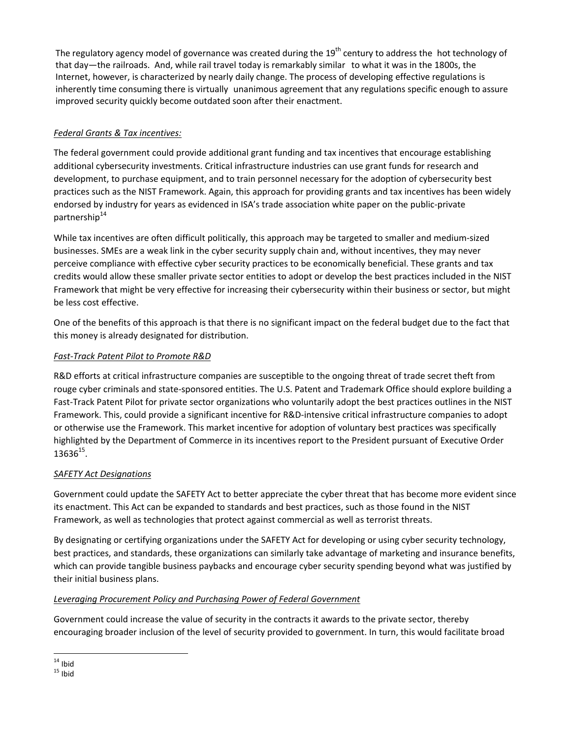The regulatory agency model of governance was created during the 19th century to address the hot technology of that day—the railroads. And, while rail travel today is remarkably similar to what it was in the 1800s, the Internet, however, is characterized by nearly daily change. The process of developing effective regulations is inherently time consuming there is virtually unanimous agreement that any regulations specific enough to assure improved security quickly become outdated soon after their enactment.

*Federal Grants & Tax incentives:*

The federal government could provide additional grant funding and tax incentives that encourage establishing additional cybersecurity investments. Critical infrastructure industries can use grant funds for research and development, to purchase equipment, and to train personnel necessary for the adoption of cybersecurity best practices such as the NIST Framework. Again, this approach for providing grants and tax incentives has been widely endorsed by industry for years as evidenced in ISA's trade association white paper on the public-private partnership[14]

While tax incentives are often difficult politically, this approach may be targeted to smaller and medium-sized businesses. SMEs are a weak link in the cyber security supply chain and, without incentives, they may never perceive compliance with effective cyber security practices to be economically beneficial. These grants and tax credits would allow these smaller private sector entities to adopt or develop the best practices included in the NIST Framework that might be very effective for increasing their cybersecurity within their business or sector, but might be less cost effective.

One of the benefits of this approach is that there is no significant impact on the federal budget due to the fact that this money is already designated for distribution.

*Fast-Track Patent Pilot to Promote R&D*

R&D efforts at critical infrastructure companies are susceptible to the ongoing threat of trade secret theft from rouge cyber criminals and state-sponsored entities. The U.S. Patent and Trademark Office should explore building a Fast-Track Patent Pilot for private sector organizations who voluntarily adopt the best practices outlines in the NIST Framework. This, could provide a significant incentive for R&D-intensive critical infrastructure companies to adopt or otherwise use the Framework. This market incentive for adoption of voluntary best practices was specifically highlighted by the Department of Commerce in its incentives report to the President pursuant of Executive Order 13636[15].

*SAFETY Act Designations*

Government could update the SAFETY Act to better appreciate the cyber threat that has become more evident since its enactment. This Act can be expanded to standards and best practices, such as those found in the NIST Framework, as well as technologies that protect against commercial as well as terrorist threats.

By designating or certifying organizations under the SAFETY Act for developing or using cyber security technology, best practices, and standards, these organizations can similarly take advantage of marketing and insurance benefits, which can provide tangible business paybacks and encourage cyber security spending beyond what was justified by their initial business plans.

*Leveraging Procurement Policy and Purchasing Power of Federal Government*

Government could increase the value of security in the contracts it awards to the private sector, thereby encouraging broader inclusion of the level of security provided to government. In turn, this would facilitate broad

---

[14] Ibid

[15] Ibid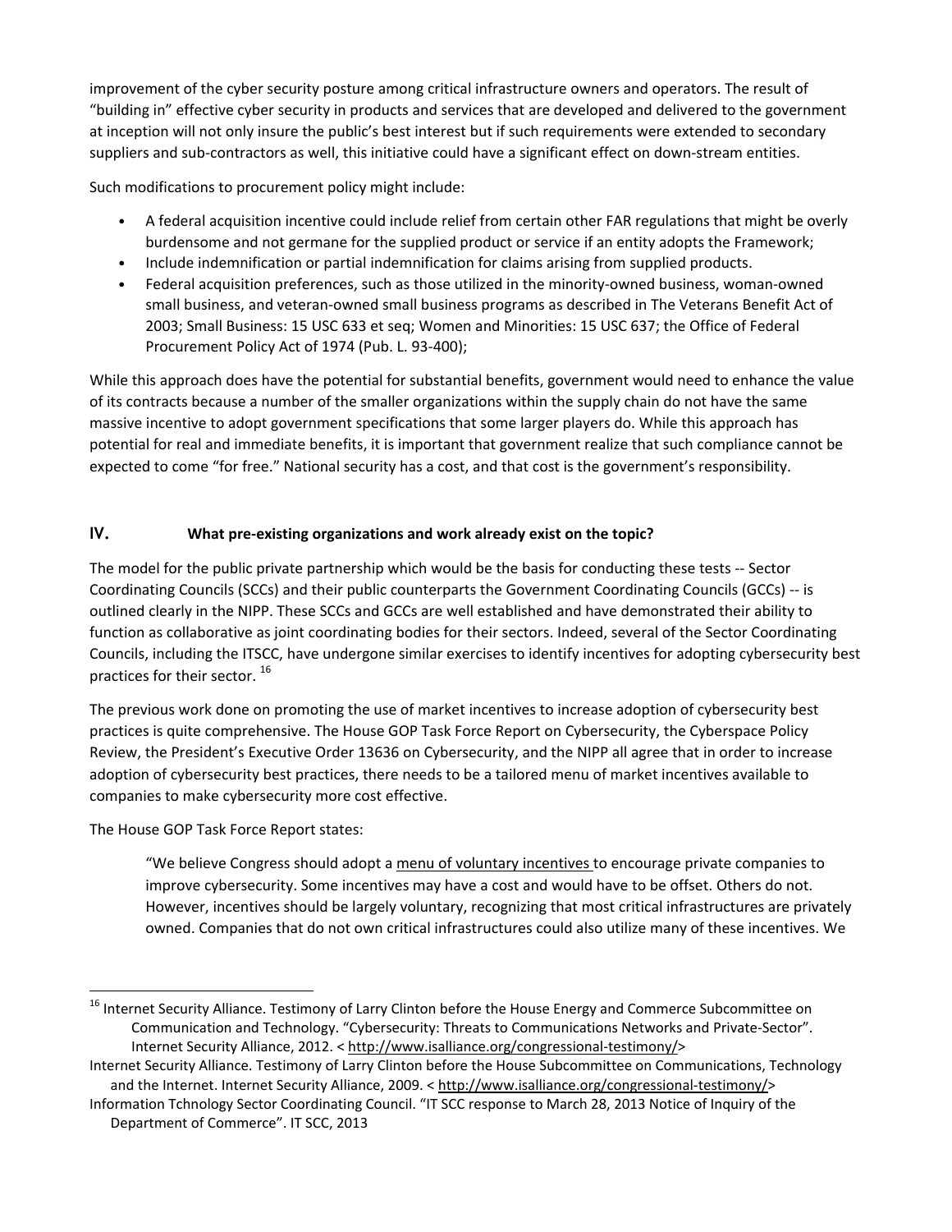improvement of the cyber security posture among critical infrastructure owners and operators. The result of "building in" effective cyber security in products and services that are developed and delivered to the government at inception will not only insure the public's best interest but if such requirements were extended to secondary suppliers and sub-contractors as well, this initiative could have a significant effect on down-stream entities.

Such modifications to procurement policy might include:

- A federal acquisition incentive could include relief from certain other FAR regulations that might be overly burdensome and not germane for the supplied product or service if an entity adopts the Framework;
- Include indemnification or partial indemnification for claims arising from supplied products.
- Federal acquisition preferences, such as those utilized in the minority-owned business, woman-owned small business, and veteran-owned small business programs as described in The Veterans Benefit Act of 2003; Small Business: 15 USC 633 et seq; Women and Minorities: 15 USC 637; the Office of Federal Procurement Policy Act of 1974 (Pub. L. 93-400);

While this approach does have the potential for substantial benefits, government would need to enhance the value of its contracts because a number of the smaller organizations within the supply chain do not have the same massive incentive to adopt government specifications that some larger players do. While this approach has potential for real and immediate benefits, it is important that government realize that such compliance cannot be expected to come "for free." National security has a cost, and that cost is the government's responsibility.

## IV. What pre-existing organizations and work already exist on the topic?

The model for the public private partnership which would be the basis for conducting these tests -- Sector Coordinating Councils (SCCs) and their public counterparts the Government Coordinating Councils (GCCs) -- is outlined clearly in the NIPP. These SCCs and GCCs are well established and have demonstrated their ability to function as collaborative as joint coordinating bodies for their sectors. Indeed, several of the Sector Coordinating Councils, including the ITSCC, have undergone similar exercises to identify incentives for adopting cybersecurity best practices for their sector. [16]

The previous work done on promoting the use of market incentives to increase adoption of cybersecurity best practices is quite comprehensive. The House GOP Task Force Report on Cybersecurity, the Cyberspace Policy Review, the President's Executive Order 13636 on Cybersecurity, and the NIPP all agree that in order to increase adoption of cybersecurity best practices, there needs to be a tailored menu of market incentives available to companies to make cybersecurity more cost effective.

The House GOP Task Force Report states:

> "We believe Congress should adopt a menu of voluntary incentives to encourage private companies to improve cybersecurity. Some incentives may have a cost and would have to be offset. Others do not. However, incentives should be largely voluntary, recognizing that most critical infrastructures are privately owned. Companies that do not own critical infrastructures could also utilize many of these incentives. We

---

[16] Internet Security Alliance. Testimony of Larry Clinton before the House Energy and Commerce Subcommittee on Communication and Technology. "Cybersecurity: Threats to Communications Networks and Private-Sector". Internet Security Alliance, 2012. < http://www.isalliance.org/congressional-testimony/>

Internet Security Alliance. Testimony of Larry Clinton before the House Subcommittee on Communications, Technology and the Internet. Internet Security Alliance, 2009. < http://www.isalliance.org/congressional-testimony/>

Information Tchnology Sector Coordinating Council. "IT SCC response to March 28, 2013 Notice of Inquiry of the Department of Commerce". IT SCC, 2013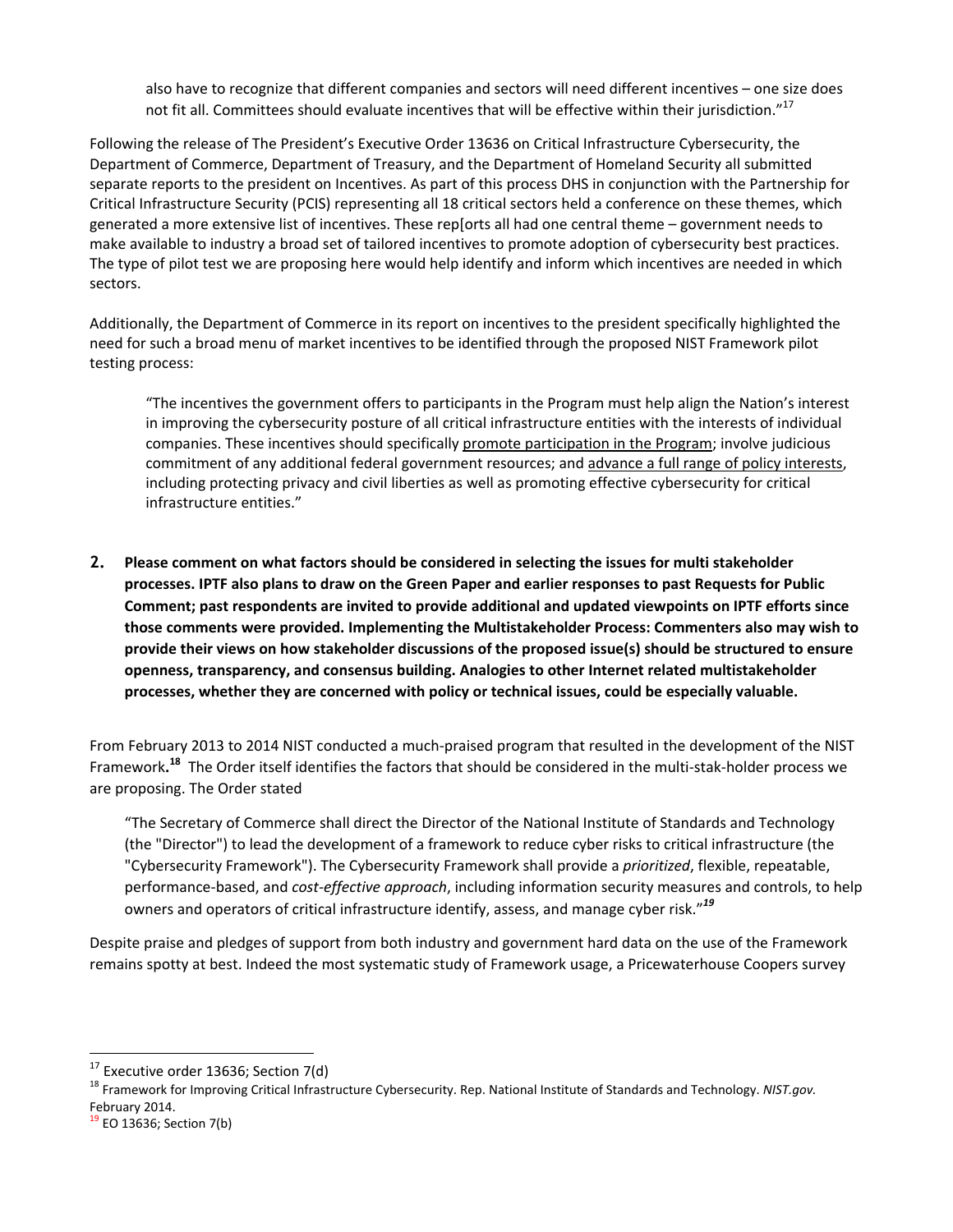> also have to recognize that different companies and sectors will need different incentives – one size does not fit all. Committees should evaluate incentives that will be effective within their jurisdiction."[17]

Following the release of The President's Executive Order 13636 on Critical Infrastructure Cybersecurity, the Department of Commerce, Department of Treasury, and the Department of Homeland Security all submitted separate reports to the president on Incentives. As part of this process DHS in conjunction with the Partnership for Critical Infrastructure Security (PCIS) representing all 18 critical sectors held a conference on these themes, which generated a more extensive list of incentives. These rep[orts all had one central theme – government needs to make available to industry a broad set of tailored incentives to promote adoption of cybersecurity best practices. The type of pilot test we are proposing here would help identify and inform which incentives are needed in which sectors.

Additionally, the Department of Commerce in its report on incentives to the president specifically highlighted the need for such a broad menu of market incentives to be identified through the proposed NIST Framework pilot testing process:

> "The incentives the government offers to participants in the Program must help align the Nation's interest in improving the cybersecurity posture of all critical infrastructure entities with the interests of individual companies. These incentives should specifically <u>promote participation in the Program</u>; involve judicious commitment of any additional federal government resources; and <u>advance a full range of policy interests</u>, including protecting privacy and civil liberties as well as promoting effective cybersecurity for critical infrastructure entities."

**2. Please comment on what factors should be considered in selecting the issues for multi stakeholder processes. IPTF also plans to draw on the Green Paper and earlier responses to past Requests for Public Comment; past respondents are invited to provide additional and updated viewpoints on IPTF efforts since those comments were provided. Implementing the Multistakeholder Process: Commenters also may wish to provide their views on how stakeholder discussions of the proposed issue(s) should be structured to ensure openness, transparency, and consensus building. Analogies to other Internet related multistakeholder processes, whether they are concerned with policy or technical issues, could be especially valuable.**

From February 2013 to 2014 NIST conducted a much-praised program that resulted in the development of the NIST Framework**.**[18] The Order itself identifies the factors that should be considered in the multi-stak-holder process we are proposing. The Order stated

> "The Secretary of Commerce shall direct the Director of the National Institute of Standards and Technology (the "Director") to lead the development of a framework to reduce cyber risks to critical infrastructure (the "Cybersecurity Framework"). The Cybersecurity Framework shall provide a *prioritized*, flexible, repeatable, performance-based, and *cost-effective approach*, including information security measures and controls, to help owners and operators of critical infrastructure identify, assess, and manage cyber risk."[19]

Despite praise and pledges of support from both industry and government hard data on the use of the Framework remains spotty at best. Indeed the most systematic study of Framework usage, a Pricewaterhouse Coopers survey

---

[17] Executive order 13636; Section 7(d)

[18] Framework for Improving Critical Infrastructure Cybersecurity. Rep. National Institute of Standards and Technology. *NIST.gov.* February 2014.

[19] EO 13636; Section 7(b)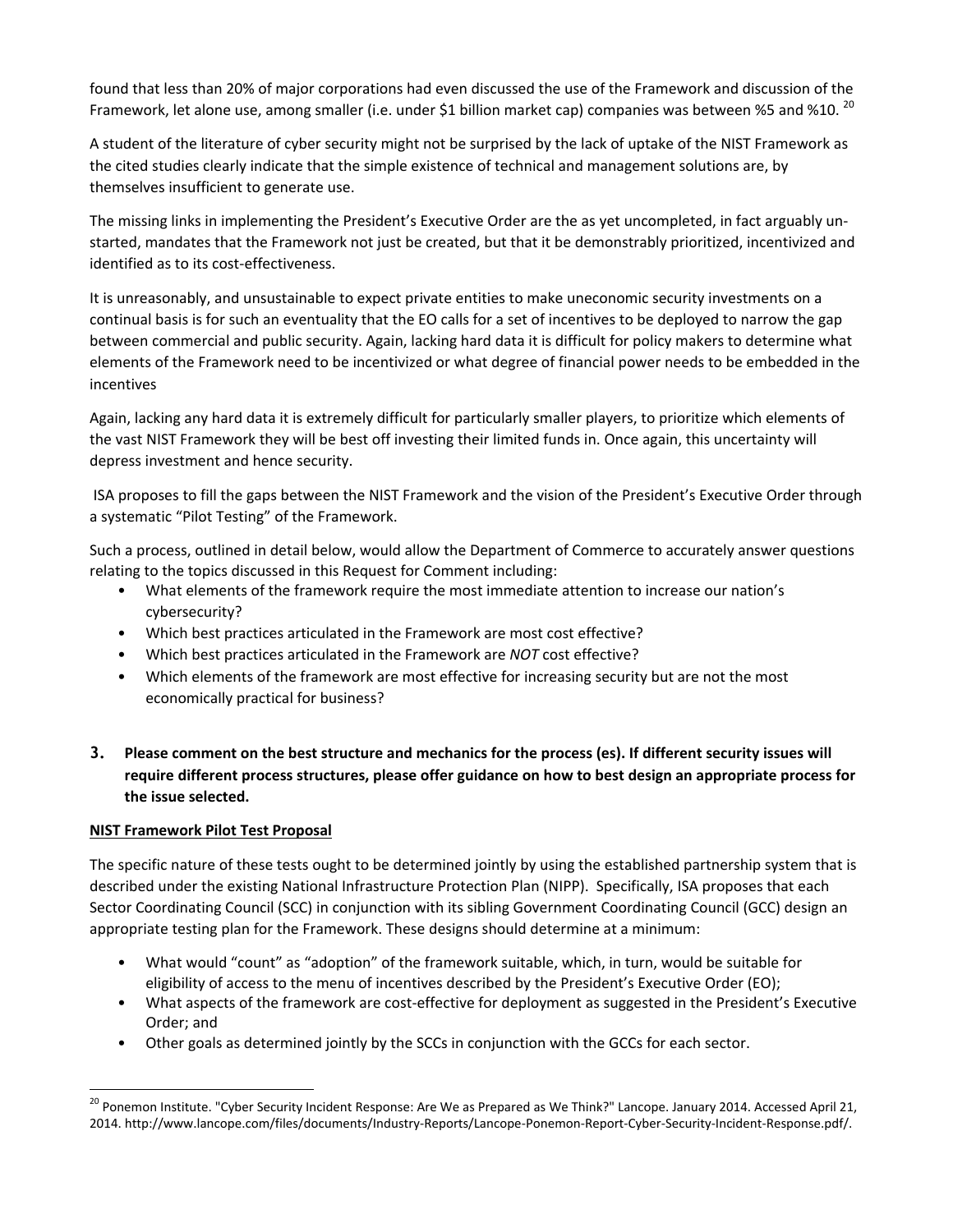found that less than 20% of major corporations had even discussed the use of the Framework and discussion of the Framework, let alone use, among smaller (i.e. under $1 billion market cap) companies was between %5 and %10. [20]

A student of the literature of cyber security might not be surprised by the lack of uptake of the NIST Framework as the cited studies clearly indicate that the simple existence of technical and management solutions are, by themselves insufficient to generate use.

The missing links in implementing the President's Executive Order are the as yet uncompleted, in fact arguably un-started, mandates that the Framework not just be created, but that it be demonstrably prioritized, incentivized and identified as to its cost-effectiveness.

It is unreasonably, and unsustainable to expect private entities to make uneconomic security investments on a continual basis is for such an eventuality that the EO calls for a set of incentives to be deployed to narrow the gap between commercial and public security. Again, lacking hard data it is difficult for policy makers to determine what elements of the Framework need to be incentivized or what degree of financial power needs to be embedded in the incentives

Again, lacking any hard data it is extremely difficult for particularly smaller players, to prioritize which elements of the vast NIST Framework they will be best off investing their limited funds in. Once again, this uncertainty will depress investment and hence security.

ISA proposes to fill the gaps between the NIST Framework and the vision of the President's Executive Order through a systematic "Pilot Testing" of the Framework.

Such a process, outlined in detail below, would allow the Department of Commerce to accurately answer questions relating to the topics discussed in this Request for Comment including:

- What elements of the framework require the most immediate attention to increase our nation's cybersecurity?
- Which best practices articulated in the Framework are most cost effective?
- Which best practices articulated in the Framework are *NOT* cost effective?
- Which elements of the framework are most effective for increasing security but are not the most economically practical for business?

**3. Please comment on the best structure and mechanics for the process (es). If different security issues will require different process structures, please offer guidance on how to best design an appropriate process for the issue selected.**

**NIST Framework Pilot Test Proposal**

The specific nature of these tests ought to be determined jointly by using the established partnership system that is described under the existing National Infrastructure Protection Plan (NIPP). Specifically, ISA proposes that each Sector Coordinating Council (SCC) in conjunction with its sibling Government Coordinating Council (GCC) design an appropriate testing plan for the Framework. These designs should determine at a minimum:

- What would "count" as "adoption" of the framework suitable, which, in turn, would be suitable for eligibility of access to the menu of incentives described by the President's Executive Order (EO);
- What aspects of the framework are cost-effective for deployment as suggested in the President's Executive Order; and
- Other goals as determined jointly by the SCCs in conjunction with the GCCs for each sector.

[20] Ponemon Institute. "Cyber Security Incident Response: Are We as Prepared as We Think?" Lancope. January 2014. Accessed April 21, 2014. http://www.lancope.com/files/documents/Industry-Reports/Lancope-Ponemon-Report-Cyber-Security-Incident-Response.pdf/.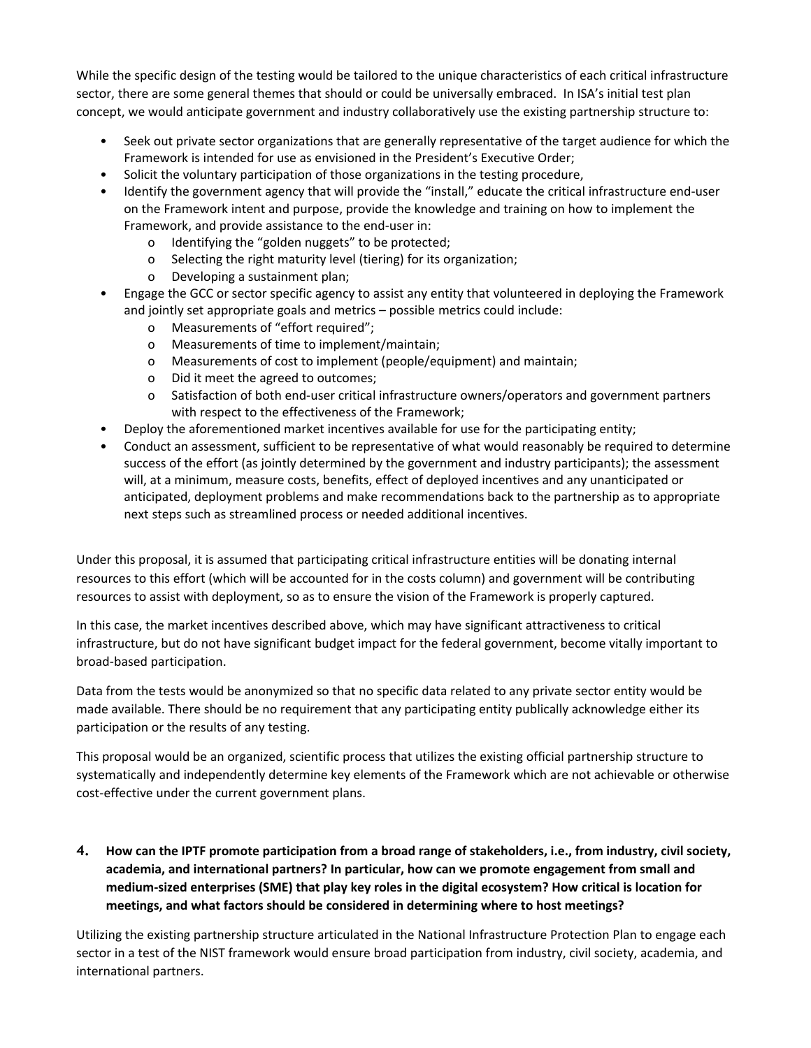While the specific design of the testing would be tailored to the unique characteristics of each critical infrastructure sector, there are some general themes that should or could be universally embraced. In ISA's initial test plan concept, we would anticipate government and industry collaboratively use the existing partnership structure to:

- Seek out private sector organizations that are generally representative of the target audience for which the Framework is intended for use as envisioned in the President's Executive Order;
- Solicit the voluntary participation of those organizations in the testing procedure,
- Identify the government agency that will provide the "install," educate the critical infrastructure end-user on the Framework intent and purpose, provide the knowledge and training on how to implement the Framework, and provide assistance to the end-user in:
    - Identifying the "golden nuggets" to be protected;
    - Selecting the right maturity level (tiering) for its organization;
    - Developing a sustainment plan;
- Engage the GCC or sector specific agency to assist any entity that volunteered in deploying the Framework and jointly set appropriate goals and metrics – possible metrics could include:
    - Measurements of "effort required";
    - Measurements of time to implement/maintain;
    - Measurements of cost to implement (people/equipment) and maintain;
    - Did it meet the agreed to outcomes;
    - Satisfaction of both end-user critical infrastructure owners/operators and government partners with respect to the effectiveness of the Framework;
- Deploy the aforementioned market incentives available for use for the participating entity;
- Conduct an assessment, sufficient to be representative of what would reasonably be required to determine success of the effort (as jointly determined by the government and industry participants); the assessment will, at a minimum, measure costs, benefits, effect of deployed incentives and any unanticipated or anticipated, deployment problems and make recommendations back to the partnership as to appropriate next steps such as streamlined process or needed additional incentives.

Under this proposal, it is assumed that participating critical infrastructure entities will be donating internal resources to this effort (which will be accounted for in the costs column) and government will be contributing resources to assist with deployment, so as to ensure the vision of the Framework is properly captured.

In this case, the market incentives described above, which may have significant attractiveness to critical infrastructure, but do not have significant budget impact for the federal government, become vitally important to broad-based participation.

Data from the tests would be anonymized so that no specific data related to any private sector entity would be made available. There should be no requirement that any participating entity publically acknowledge either its participation or the results of any testing.

This proposal would be an organized, scientific process that utilizes the existing official partnership structure to systematically and independently determine key elements of the Framework which are not achievable or otherwise cost-effective under the current government plans.

**4. How can the IPTF promote participation from a broad range of stakeholders, i.e., from industry, civil society, academia, and international partners? In particular, how can we promote engagement from small and medium-sized enterprises (SME) that play key roles in the digital ecosystem? How critical is location for meetings, and what factors should be considered in determining where to host meetings?**

Utilizing the existing partnership structure articulated in the National Infrastructure Protection Plan to engage each sector in a test of the NIST framework would ensure broad participation from industry, civil society, academia, and international partners.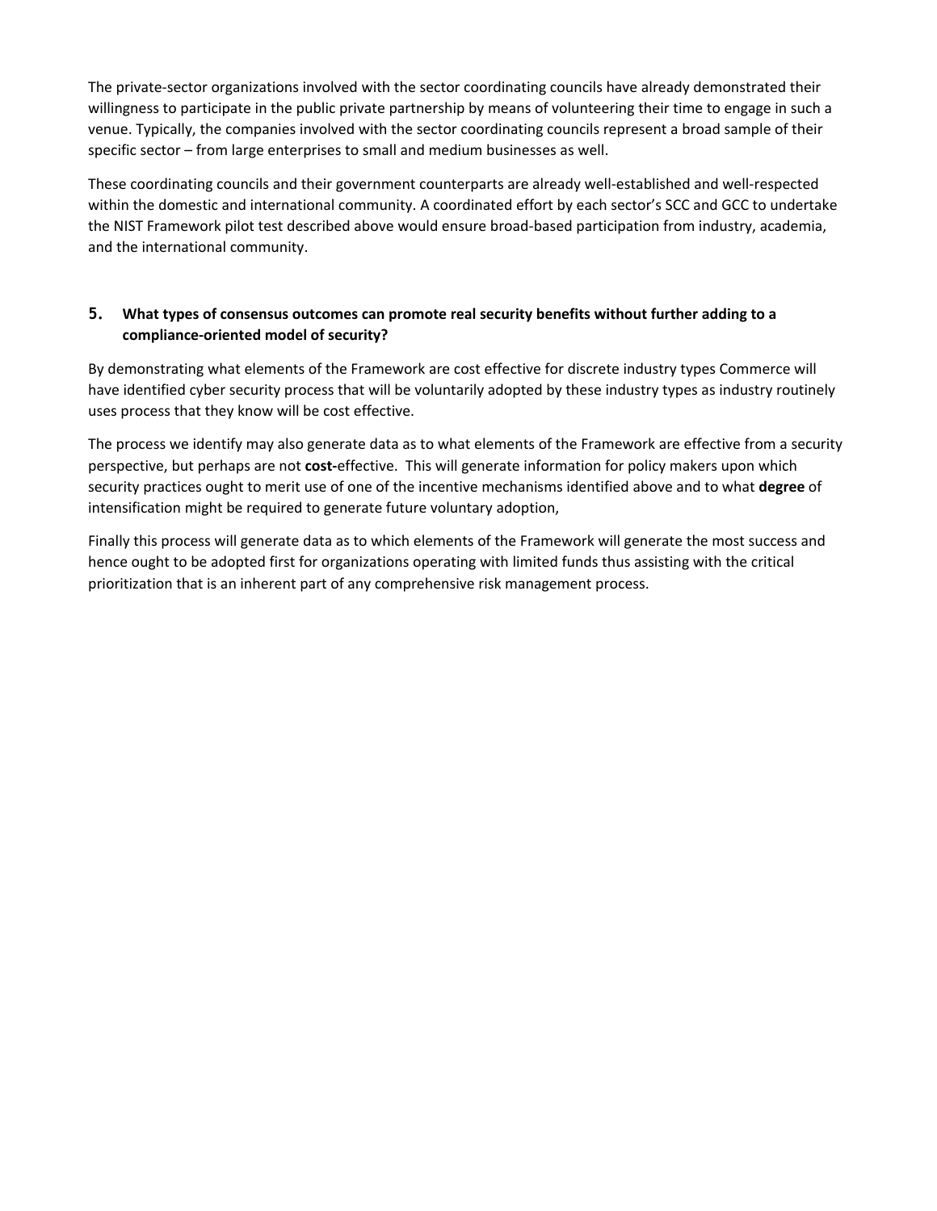The private-sector organizations involved with the sector coordinating councils have already demonstrated their willingness to participate in the public private partnership by means of volunteering their time to engage in such a venue. Typically, the companies involved with the sector coordinating councils represent a broad sample of their specific sector – from large enterprises to small and medium businesses as well.

These coordinating councils and their government counterparts are already well-established and well-respected within the domestic and international community. A coordinated effort by each sector's SCC and GCC to undertake the NIST Framework pilot test described above would ensure broad-based participation from industry, academia, and the international community.

### 5. What types of consensus outcomes can promote real security benefits without further adding to a compliance-oriented model of security?

By demonstrating what elements of the Framework are cost effective for discrete industry types Commerce will have identified cyber security process that will be voluntarily adopted by these industry types as industry routinely uses process that they know will be cost effective.

The process we identify may also generate data as to what elements of the Framework are effective from a security perspective, but perhaps are not **cost-**effective. This will generate information for policy makers upon which security practices ought to merit use of one of the incentive mechanisms identified above and to what **degree** of intensification might be required to generate future voluntary adoption,

Finally this process will generate data as to which elements of the Framework will generate the most success and hence ought to be adopted first for organizations operating with limited funds thus assisting with the critical prioritization that is an inherent part of any comprehensive risk management process.